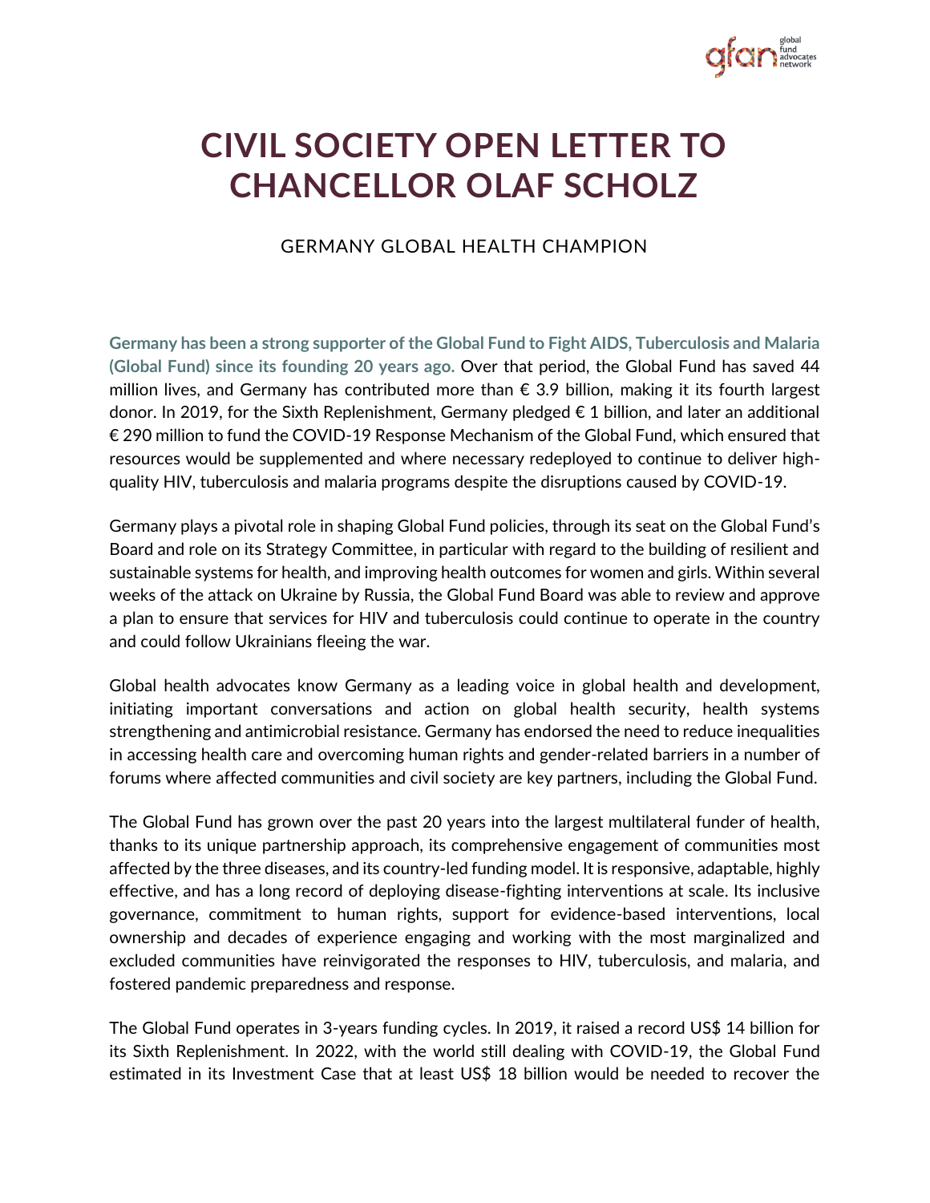# CIVIL SOCIETY OPEN LETTER TO CHANCELLOR OLAF SCHOLZ

GERMANY GLOBAL HEALTH CHAMPION

**Germany has been a strong supporter of the Global Fund to Fight AIDS, Tuberculosis and Malaria (Global Fund) since its founding 20 years ago.** Over that period, the Global Fund has saved 44 million lives, and Germany has contributed more than € 3.9 billion, making it its fourth largest donor. In 2019, for the Sixth Replenishment, Germany pledged € 1 billion, and later an additional € 290 million to fund the COVID-19 Response Mechanism of the Global Fund, which ensured that resources would be supplemented and where necessary redeployed to continue to deliver high-quality HIV, tuberculosis and malaria programs despite the disruptions caused by COVID-19.

Germany plays a pivotal role in shaping Global Fund policies, through its seat on the Global Fund's Board and role on its Strategy Committee, in particular with regard to the building of resilient and sustainable systems for health, and improving health outcomes for women and girls. Within several weeks of the attack on Ukraine by Russia, the Global Fund Board was able to review and approve a plan to ensure that services for HIV and tuberculosis could continue to operate in the country and could follow Ukrainians fleeing the war.

Global health advocates know Germany as a leading voice in global health and development, initiating important conversations and action on global health security, health systems strengthening and antimicrobial resistance. Germany has endorsed the need to reduce inequalities in accessing health care and overcoming human rights and gender-related barriers in a number of forums where affected communities and civil society are key partners, including the Global Fund.

The Global Fund has grown over the past 20 years into the largest multilateral funder of health, thanks to its unique partnership approach, its comprehensive engagement of communities most affected by the three diseases, and its country-led funding model. It is responsive, adaptable, highly effective, and has a long record of deploying disease-fighting interventions at scale. Its inclusive governance, commitment to human rights, support for evidence-based interventions, local ownership and decades of experience engaging and working with the most marginalized and excluded communities have reinvigorated the responses to HIV, tuberculosis, and malaria, and fostered pandemic preparedness and response.

The Global Fund operates in 3-years funding cycles. In 2019, it raised a record US$ 14 billion for its Sixth Replenishment. In 2022, with the world still dealing with COVID-19, the Global Fund estimated in its Investment Case that at least US$ 18 billion would be needed to recover the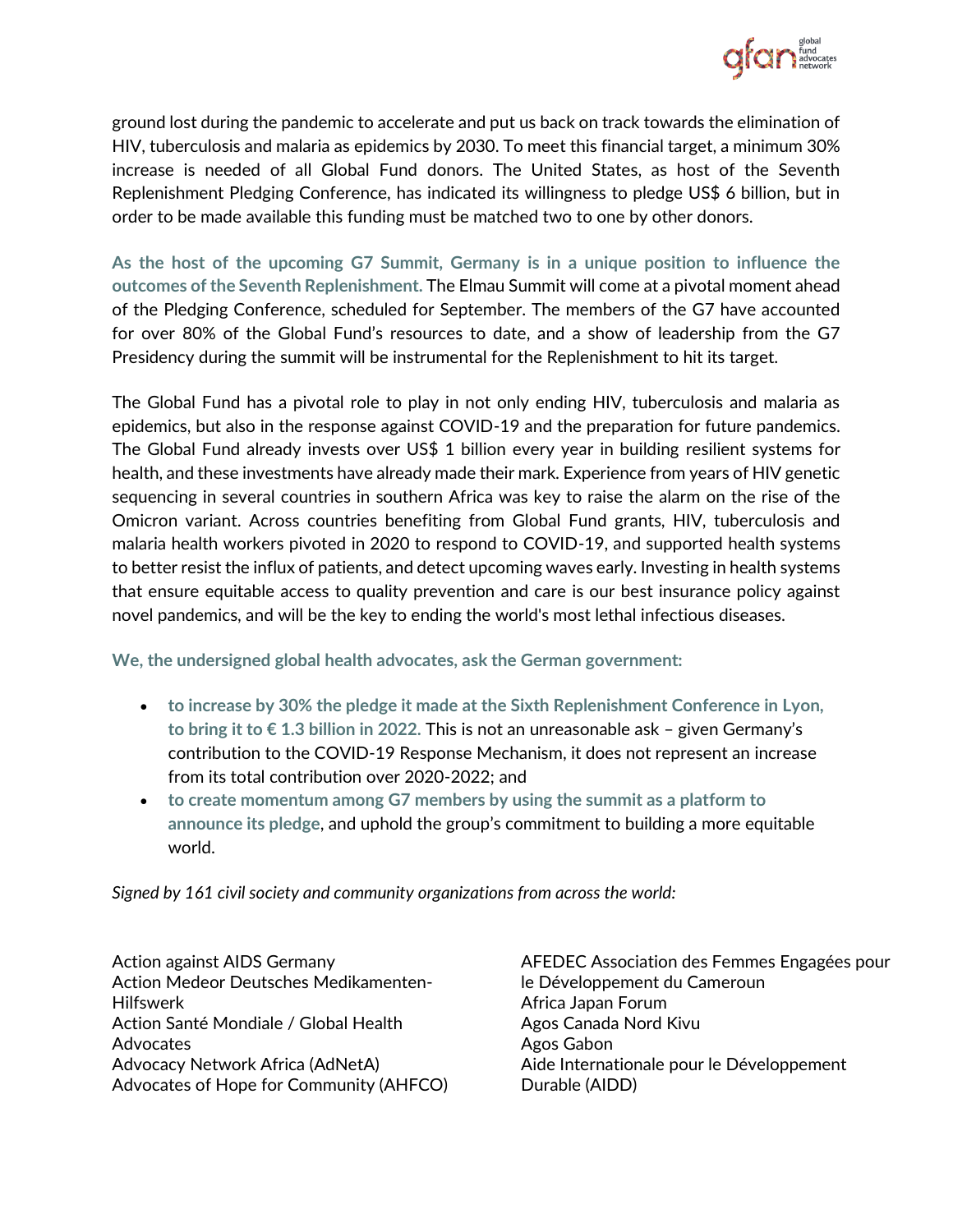ground lost during the pandemic to accelerate and put us back on track towards the elimination of HIV, tuberculosis and malaria as epidemics by 2030. To meet this financial target, a minimum 30% increase is needed of all Global Fund donors. The United States, as host of the Seventh Replenishment Pledging Conference, has indicated its willingness to pledge US$ 6 billion, but in order to be made available this funding must be matched two to one by other donors.

**As the host of the upcoming G7 Summit, Germany is in a unique position to influence the outcomes of the Seventh Replenishment.** The Elmau Summit will come at a pivotal moment ahead of the Pledging Conference, scheduled for September. The members of the G7 have accounted for over 80% of the Global Fund's resources to date, and a show of leadership from the G7 Presidency during the summit will be instrumental for the Replenishment to hit its target.

The Global Fund has a pivotal role to play in not only ending HIV, tuberculosis and malaria as epidemics, but also in the response against COVID-19 and the preparation for future pandemics. The Global Fund already invests over US$ 1 billion every year in building resilient systems for health, and these investments have already made their mark. Experience from years of HIV genetic sequencing in several countries in southern Africa was key to raise the alarm on the rise of the Omicron variant. Across countries benefiting from Global Fund grants, HIV, tuberculosis and malaria health workers pivoted in 2020 to respond to COVID-19, and supported health systems to better resist the influx of patients, and detect upcoming waves early. Investing in health systems that ensure equitable access to quality prevention and care is our best insurance policy against novel pandemics, and will be the key to ending the world's most lethal infectious diseases.

**We, the undersigned global health advocates, ask the German government:**

- **to increase by 30% the pledge it made at the Sixth Replenishment Conference in Lyon, to bring it to € 1.3 billion in 2022.** This is not an unreasonable ask – given Germany's contribution to the COVID-19 Response Mechanism, it does not represent an increase from its total contribution over 2020-2022; and
- **to create momentum among G7 members by using the summit as a platform to announce its pledge**, and uphold the group's commitment to building a more equitable world.

*Signed by 161 civil society and community organizations from across the world:*

Action against AIDS Germany
Action Medeor Deutsches Medikamenten-Hilfswerk
Action Santé Mondiale / Global Health Advocates
Advocacy Network Africa (AdNetA)
Advocates of Hope for Community (AHFCO)
AFEDEC Association des Femmes Engagées pour le Développement du Cameroun
Africa Japan Forum
Agos Canada Nord Kivu
Agos Gabon
Aide Internationale pour le Développement Durable (AIDD)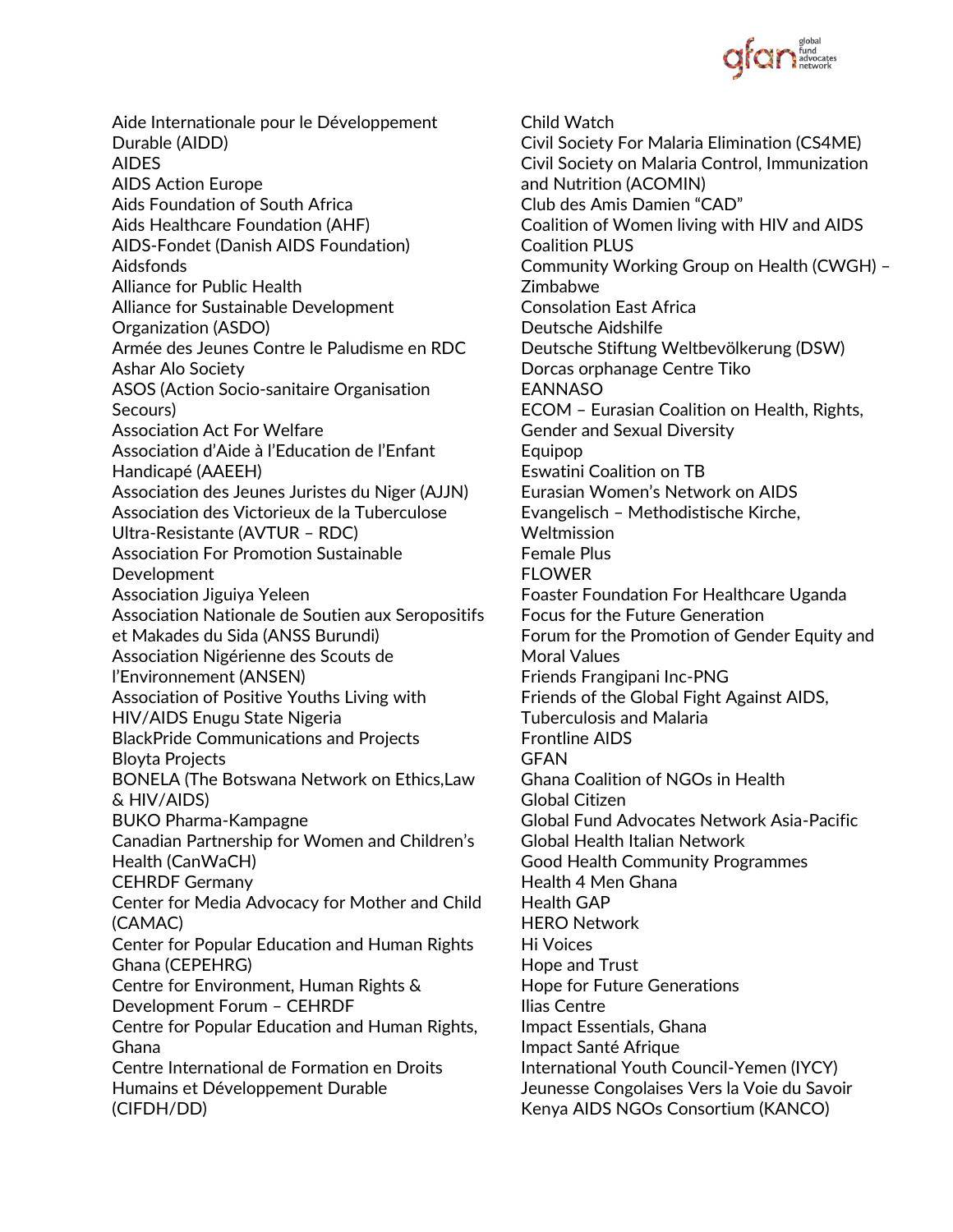Aide Internationale pour le Développement Durable (AIDD)
AIDES
AIDS Action Europe
Aids Foundation of South Africa
Aids Healthcare Foundation (AHF)
AIDS-Fondet (Danish AIDS Foundation)
Aidsfonds
Alliance for Public Health
Alliance for Sustainable Development Organization (ASDO)
Armée des Jeunes Contre le Paludisme en RDC
Ashar Alo Society
ASOS (Action Socio-sanitaire Organisation Secours)
Association Act For Welfare
Association d'Aide à l'Education de l'Enfant Handicapé (AAEEH)
Association des Jeunes Juristes du Niger (AJJN)
Association des Victorieux de la Tuberculose Ultra-Resistante (AVTUR – RDC)
Association For Promotion Sustainable Development
Association Jiguiya Yeleen
Association Nationale de Soutien aux Seropositifs et Makades du Sida (ANSS Burundi)
Association Nigérienne des Scouts de l'Environnement (ANSEN)
Association of Positive Youths Living with HIV/AIDS Enugu State Nigeria
BlackPride Communications and Projects
Bloyta Projects
BONELA (The Botswana Network on Ethics,Law & HIV/AIDS)
BUKO Pharma-Kampagne
Canadian Partnership for Women and Children's Health (CanWaCH)
CEHRDF Germany
Center for Media Advocacy for Mother and Child (CAMAC)
Center for Popular Education and Human Rights Ghana (CEPEHRG)
Centre for Environment, Human Rights & Development Forum – CEHRDF
Centre for Popular Education and Human Rights, Ghana
Centre International de Formation en Droits Humains et Développement Durable (CIFDH/DD)
Child Watch
Civil Society For Malaria Elimination (CS4ME)
Civil Society on Malaria Control, Immunization and Nutrition (ACOMIN)
Club des Amis Damien "CAD"
Coalition of Women living with HIV and AIDS
Coalition PLUS
Community Working Group on Health (CWGH) – Zimbabwe
Consolation East Africa
Deutsche Aidshilfe
Deutsche Stiftung Weltbevölkerung (DSW)
Dorcas orphanage Centre Tiko
EANNASO
ECOM – Eurasian Coalition on Health, Rights, Gender and Sexual Diversity
Equipop
Eswatini Coalition on TB
Eurasian Women's Network on AIDS
Evangelisch – Methodistische Kirche, Weltmission
Female Plus
FLOWER
Foaster Foundation For Healthcare Uganda
Focus for the Future Generation
Forum for the Promotion of Gender Equity and Moral Values
Friends Frangipani Inc-PNG
Friends of the Global Fight Against AIDS, Tuberculosis and Malaria
Frontline AIDS
GFAN
Ghana Coalition of NGOs in Health
Global Citizen
Global Fund Advocates Network Asia-Pacific
Global Health Italian Network
Good Health Community Programmes
Health 4 Men Ghana
Health GAP
HERO Network
Hi Voices
Hope and Trust
Hope for Future Generations
Ilias Centre
Impact Essentials, Ghana
Impact Santé Afrique
International Youth Council-Yemen (IYCY)
Jeunesse Congolaises Vers la Voie du Savoir
Kenya AIDS NGOs Consortium (KANCO)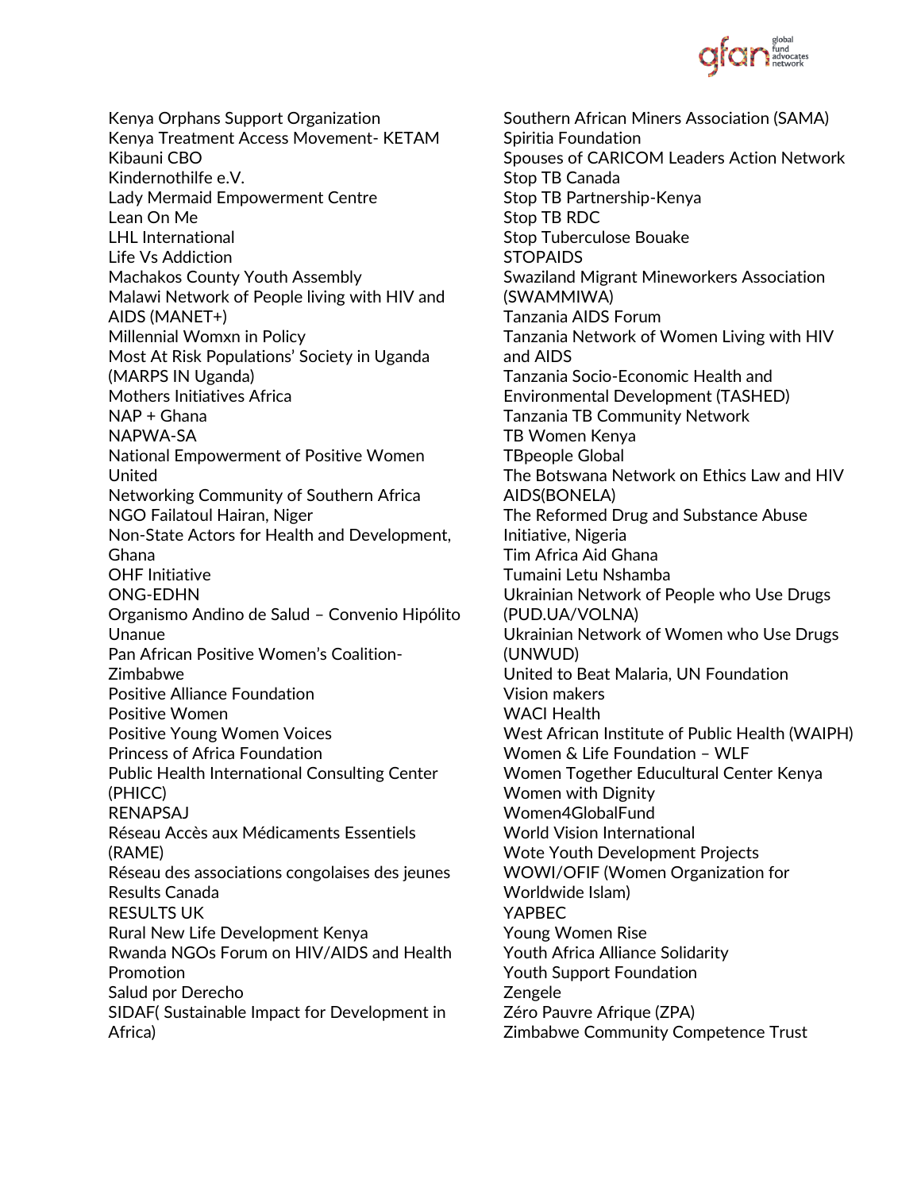Kenya Orphans Support Organization
Kenya Treatment Access Movement- KETAM
Kibauni CBO
Kindernothilfe e.V.
Lady Mermaid Empowerment Centre
Lean On Me
LHL International
Life Vs Addiction
Machakos County Youth Assembly
Malawi Network of People living with HIV and AIDS (MANET+)
Millennial Womxn in Policy
Most At Risk Populations' Society in Uganda (MARPS IN Uganda)
Mothers Initiatives Africa
NAP + Ghana
NAPWA-SA
National Empowerment of Positive Women United
Networking Community of Southern Africa
NGO Failatoul Hairan, Niger
Non-State Actors for Health and Development, Ghana
OHF Initiative
ONG-EDHN
Organismo Andino de Salud – Convenio Hipólito Unanue
Pan African Positive Women's Coalition-Zimbabwe
Positive Alliance Foundation
Positive Women
Positive Young Women Voices
Princess of Africa Foundation
Public Health International Consulting Center (PHICC)
RENAPSAJ
Réseau Accès aux Médicaments Essentiels (RAME)
Réseau des associations congolaises des jeunes
Results Canada
RESULTS UK
Rural New Life Development Kenya
Rwanda NGOs Forum on HIV/AIDS and Health Promotion
Salud por Derecho
SIDAF( Sustainable Impact for Development in Africa)
Southern African Miners Association (SAMA)
Spiritia Foundation
Spouses of CARICOM Leaders Action Network
Stop TB Canada
Stop TB Partnership-Kenya
Stop TB RDC
Stop Tuberculose Bouake
STOPAIDS
Swaziland Migrant Mineworkers Association (SWAMMIWA)
Tanzania AIDS Forum
Tanzania Network of Women Living with HIV and AIDS
Tanzania Socio-Economic Health and Environmental Development (TASHED)
Tanzania TB Community Network
TB Women Kenya
TBpeople Global
The Botswana Network on Ethics Law and HIV AIDS(BONELA)
The Reformed Drug and Substance Abuse Initiative, Nigeria
Tim Africa Aid Ghana
Tumaini Letu Nshamba
Ukrainian Network of People who Use Drugs (PUD.UA/VOLNA)
Ukrainian Network of Women who Use Drugs (UNWUD)
United to Beat Malaria, UN Foundation
Vision makers
WACI Health
West African Institute of Public Health (WAIPH)
Women & Life Foundation – WLF
Women Together Educultural Center Kenya
Women with Dignity
Women4GlobalFund
World Vision International
Wote Youth Development Projects
WOWI/OFIF (Women Organization for Worldwide Islam)
YAPBEC
Young Women Rise
Youth Africa Alliance Solidarity
Youth Support Foundation
Zengele
Zéro Pauvre Afrique (ZPA)
Zimbabwe Community Competence Trust